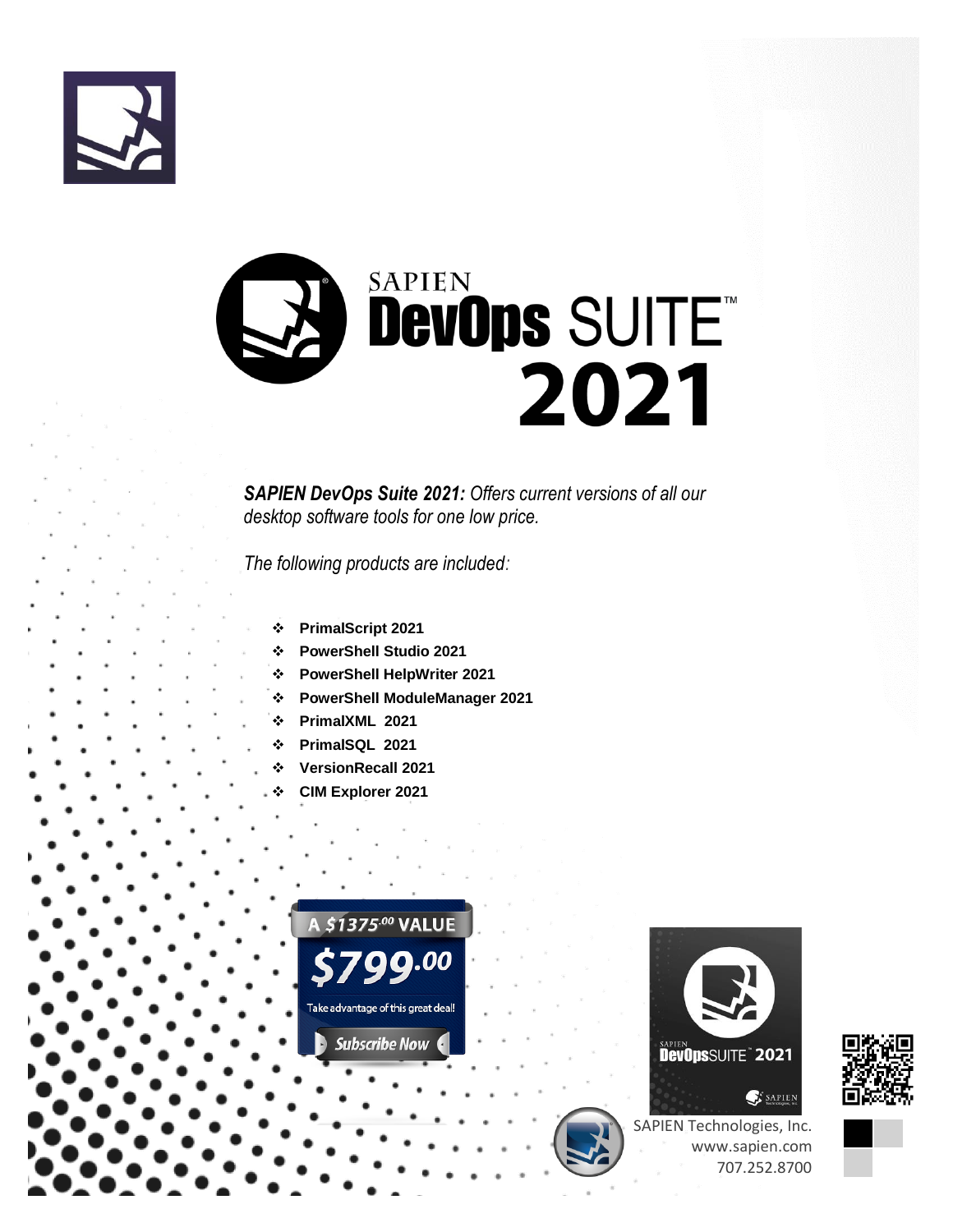# SAPIEN DevOps SUITE™ 2021

***SAPIEN DevOps Suite 2021:*** *Offers current versions of all our desktop software tools for one low price.*

*The following products are included:*

- **PrimalScript 2021**
- **PowerShell Studio 2021**
- **PowerShell HelpWriter 2021**
- **PowerShell ModuleManager 2021**
- **PrimalXML 2021**
- **PrimalSQL 2021**
- **VersionRecall 2021**
- **CIM Explorer 2021**

A $1375.00 VALUE

$799.00

Take advantage of this great deal!

Subscribe Now

SAPIEN DevOpsSUITE™ 2021

SAPIEN Technologies, Inc.
www.sapien.com
707.252.8700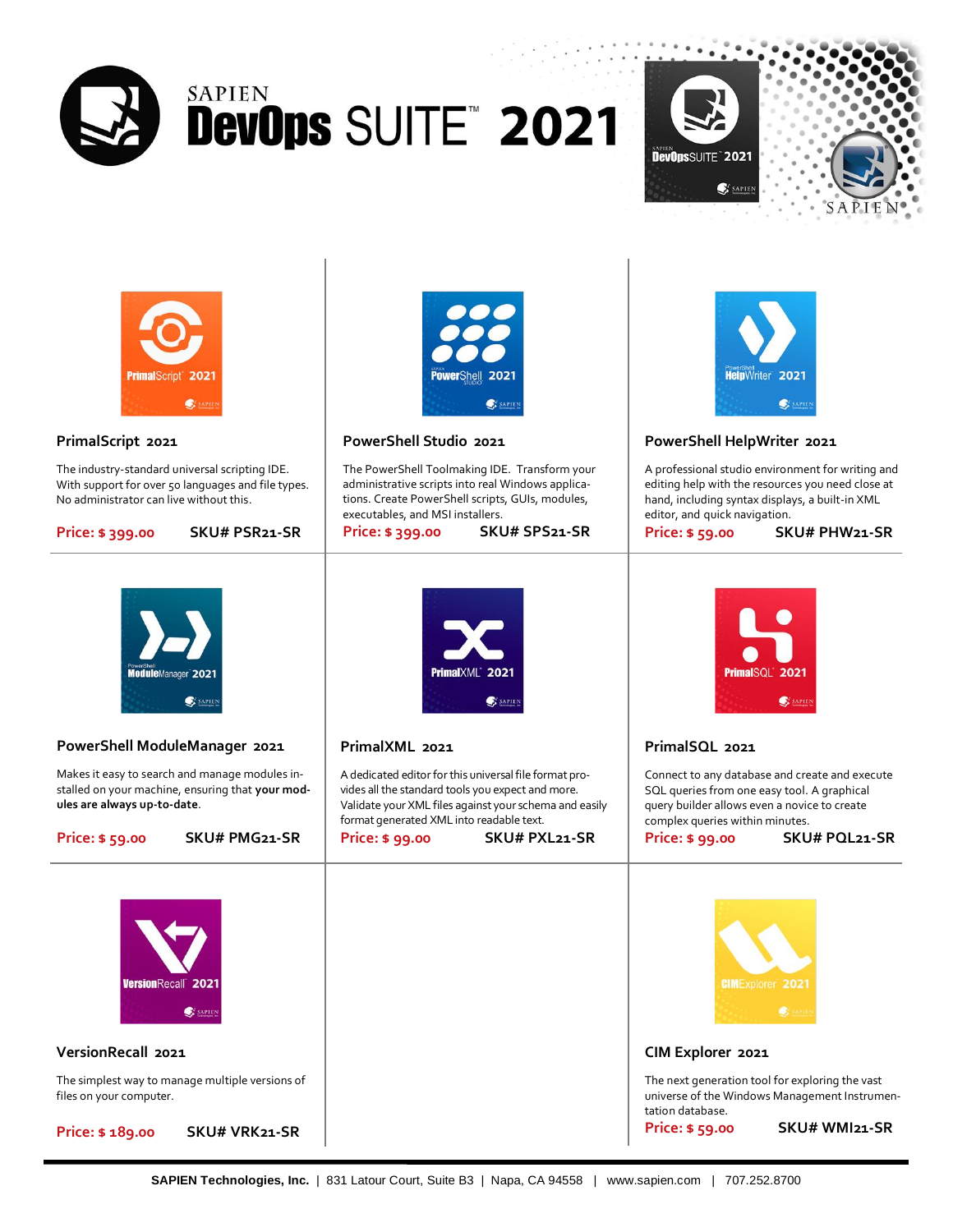# SAPIEN DevOps SUITE™ 2021

### PrimalScript 2021

The industry-standard universal scripting IDE. With support for over 50 languages and file types. No administrator can live without this.

**Price: $ 399.00** **SKU# PSR21-SR**

### PowerShell Studio 2021

The PowerShell Toolmaking IDE. Transform your administrative scripts into real Windows applications. Create PowerShell scripts, GUIs, modules, executables, and MSI installers.

**Price: $ 399.00** **SKU# SPS21-SR**

### PowerShell HelpWriter 2021

A professional studio environment for writing and editing help with the resources you need close at hand, including syntax displays, a built-in XML editor, and quick navigation.

**Price: $ 59.00** **SKU# PHW21-SR**

### PowerShell ModuleManager 2021

Makes it easy to search and manage modules installed on your machine, ensuring that **your modules are always up-to-date**.

**Price: $ 59.00** **SKU# PMG21-SR**

### PrimalXML 2021

A dedicated editor for this universal file format provides all the standard tools you expect and more. Validate your XML files against your schema and easily format generated XML into readable text.

**Price: $ 99.00** **SKU# PXL21-SR**

### PrimalSQL 2021

Connect to any database and create and execute SQL queries from one easy tool. A graphical query builder allows even a novice to create complex queries within minutes.

**Price: $ 99.00** **SKU# PQL21-SR**

### VersionRecall 2021

The simplest way to manage multiple versions of files on your computer.

**Price: $ 189.00** **SKU# VRK21-SR**

### CIM Explorer 2021

The next generation tool for exploring the vast universe of the Windows Management Instrumentation database.

**Price: $ 59.00** **SKU# WMI21-SR**

**SAPIEN Technologies, Inc.** | 831 Latour Court, Suite B3 | Napa, CA 94558 | www.sapien.com | 707.252.8700